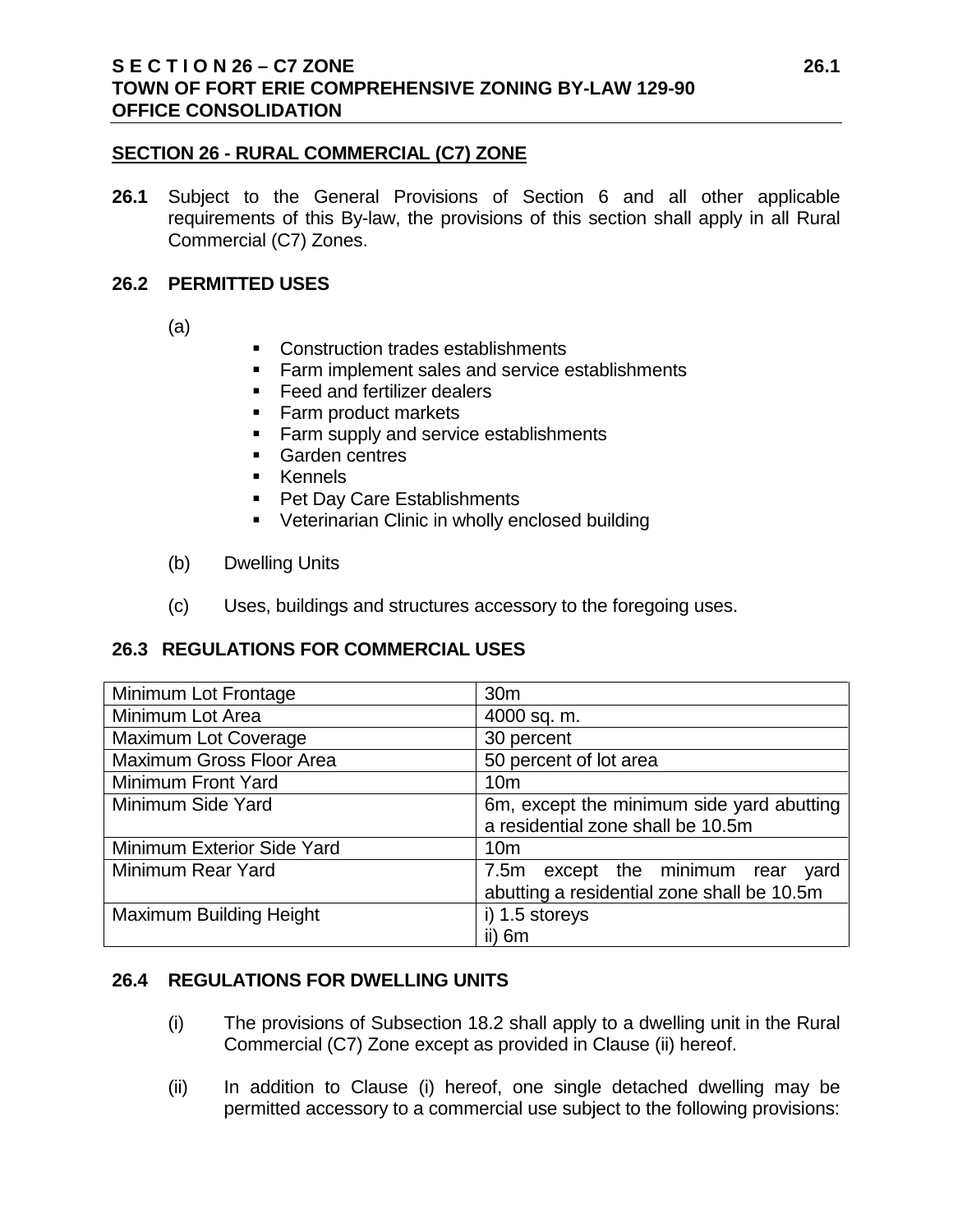## SECTION 26 - RURAL COMMERCIAL (C7) ZONE

**26.1** Subject to the General Provisions of Section 6 and all other applicable requirements of this By-law, the provisions of this section shall apply in all Rural Commercial (C7) Zones.

### 26.2 PERMITTED USES

(a)

- Construction trades establishments
- Farm implement sales and service establishments
- Feed and fertilizer dealers
- Farm product markets
- Farm supply and service establishments
- Garden centres
- Kennels
- Pet Day Care Establishments
- Veterinarian Clinic in wholly enclosed building

(b) Dwelling Units

(c) Uses, buildings and structures accessory to the foregoing uses.

### 26.3 REGULATIONS FOR COMMERCIAL USES

| | |
|---|---|
| Minimum Lot Frontage | 30m |
| Minimum Lot Area | 4000 sq. m. |
| Maximum Lot Coverage | 30 percent |
| Maximum Gross Floor Area | 50 percent of lot area |
| Minimum Front Yard | 10m |
| Minimum Side Yard | 6m, except the minimum side yard abutting a residential zone shall be 10.5m |
| Minimum Exterior Side Yard | 10m |
| Minimum Rear Yard | 7.5m except the minimum rear yard abutting a residential zone shall be 10.5m |
| Maximum Building Height | i) 1.5 storeys<br>ii) 6m |

### 26.4 REGULATIONS FOR DWELLING UNITS

(i) The provisions of Subsection 18.2 shall apply to a dwelling unit in the Rural Commercial (C7) Zone except as provided in Clause (ii) hereof.

(ii) In addition to Clause (i) hereof, one single detached dwelling may be permitted accessory to a commercial use subject to the following provisions: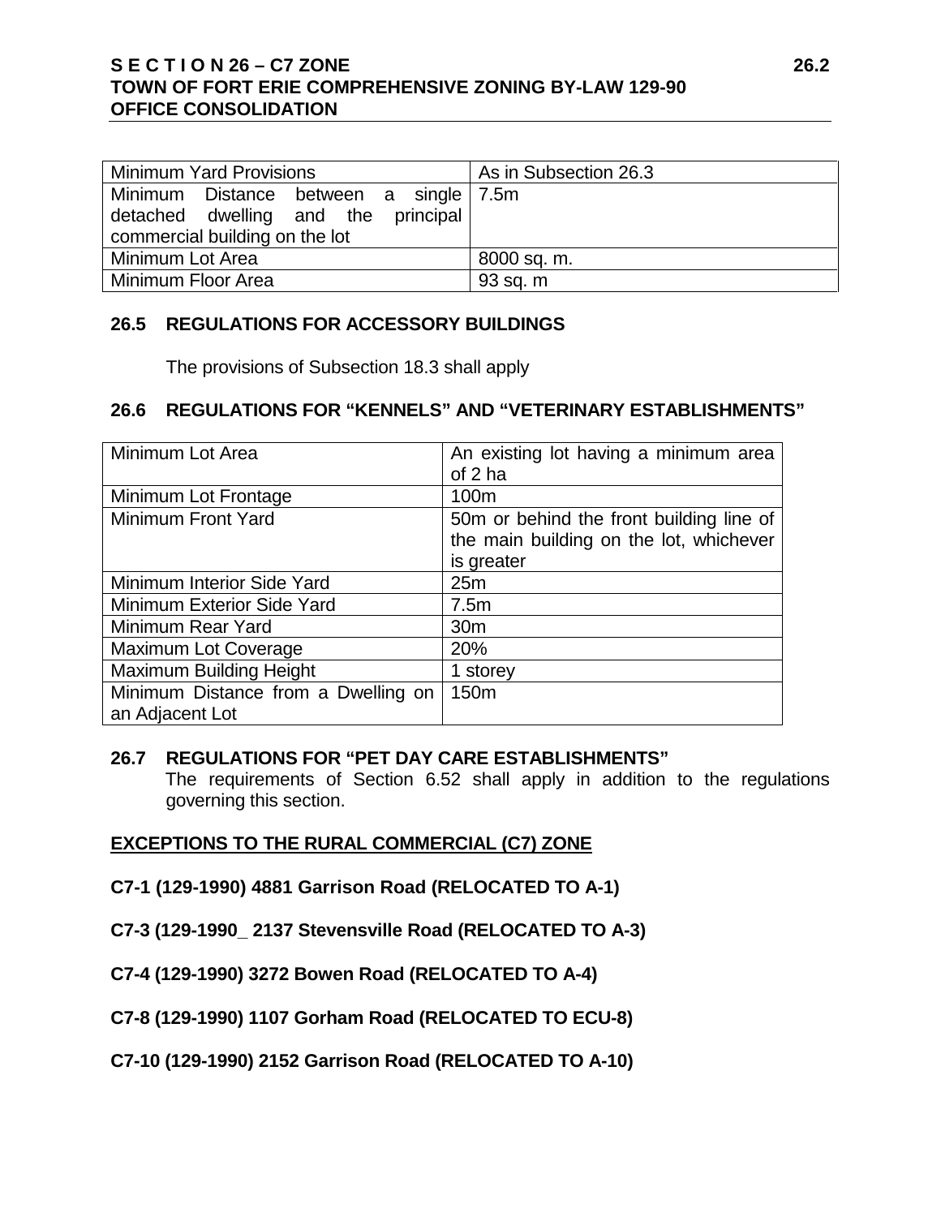| Minimum Yard Provisions | As in Subsection 26.3 |
|---|---|
| Minimum Distance between a single detached dwelling and the principal commercial building on the lot | 7.5m |
| Minimum Lot Area | 8000 sq. m. |
| Minimum Floor Area | 93 sq. m |

### 26.5 REGULATIONS FOR ACCESSORY BUILDINGS

The provisions of Subsection 18.3 shall apply

### 26.6 REGULATIONS FOR "KENNELS" AND "VETERINARY ESTABLISHMENTS"

| Minimum Lot Area | An existing lot having a minimum area of 2 ha |
|---|---|
| Minimum Lot Frontage | 100m |
| Minimum Front Yard | 50m or behind the front building line of the main building on the lot, whichever is greater |
| Minimum Interior Side Yard | 25m |
| Minimum Exterior Side Yard | 7.5m |
| Minimum Rear Yard | 30m |
| Maximum Lot Coverage | 20% |
| Maximum Building Height | 1 storey |
| Minimum Distance from a Dwelling on an Adjacent Lot | 150m |

### 26.7 REGULATIONS FOR "PET DAY CARE ESTABLISHMENTS"

The requirements of Section 6.52 shall apply in addition to the regulations governing this section.

**<u>EXCEPTIONS TO THE RURAL COMMERCIAL (C7) ZONE</u>**

**C7-1 (129-1990) 4881 Garrison Road (RELOCATED TO A-1)**

**C7-3 (129-1990_ 2137 Stevensville Road (RELOCATED TO A-3)**

**C7-4 (129-1990) 3272 Bowen Road (RELOCATED TO A-4)**

**C7-8 (129-1990) 1107 Gorham Road (RELOCATED TO ECU-8)**

**C7-10 (129-1990) 2152 Garrison Road (RELOCATED TO A-10)**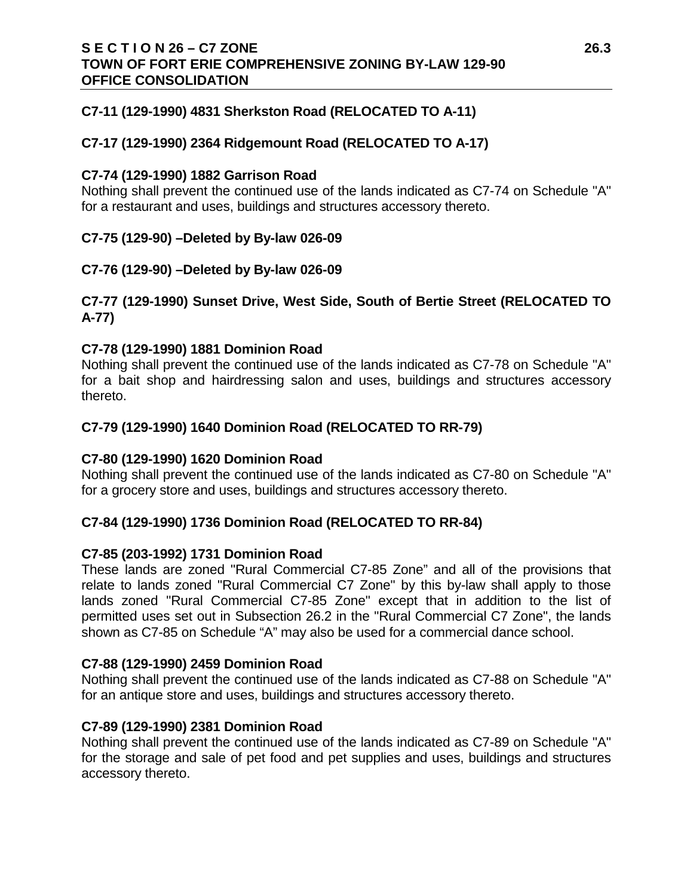**C7-11 (129-1990) 4831 Sherkston Road (RELOCATED TO A-11)**

**C7-17 (129-1990) 2364 Ridgemount Road (RELOCATED TO A-17)**

**C7-74 (129-1990) 1882 Garrison Road**

Nothing shall prevent the continued use of the lands indicated as C7-74 on Schedule "A" for a restaurant and uses, buildings and structures accessory thereto.

**C7-75 (129-90) –Deleted by By-law 026-09**

**C7-76 (129-90) –Deleted by By-law 026-09**

**C7-77 (129-1990) Sunset Drive, West Side, South of Bertie Street (RELOCATED TO A-77)**

**C7-78 (129-1990) 1881 Dominion Road**

Nothing shall prevent the continued use of the lands indicated as C7-78 on Schedule "A" for a bait shop and hairdressing salon and uses, buildings and structures accessory thereto.

**C7-79 (129-1990) 1640 Dominion Road (RELOCATED TO RR-79)**

**C7-80 (129-1990) 1620 Dominion Road**

Nothing shall prevent the continued use of the lands indicated as C7-80 on Schedule "A" for a grocery store and uses, buildings and structures accessory thereto.

**C7-84 (129-1990) 1736 Dominion Road (RELOCATED TO RR-84)**

**C7-85 (203-1992) 1731 Dominion Road**

These lands are zoned "Rural Commercial C7-85 Zone" and all of the provisions that relate to lands zoned "Rural Commercial C7 Zone" by this by-law shall apply to those lands zoned "Rural Commercial C7-85 Zone" except that in addition to the list of permitted uses set out in Subsection 26.2 in the "Rural Commercial C7 Zone", the lands shown as C7-85 on Schedule "A" may also be used for a commercial dance school.

**C7-88 (129-1990) 2459 Dominion Road**

Nothing shall prevent the continued use of the lands indicated as C7-88 on Schedule "A" for an antique store and uses, buildings and structures accessory thereto.

**C7-89 (129-1990) 2381 Dominion Road**

Nothing shall prevent the continued use of the lands indicated as C7-89 on Schedule "A" for the storage and sale of pet food and pet supplies and uses, buildings and structures accessory thereto.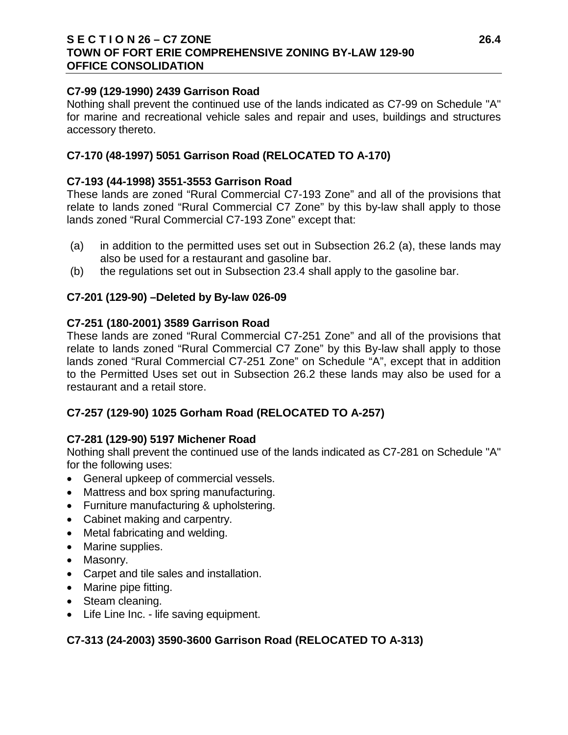**C7-99 (129-1990) 2439 Garrison Road**

Nothing shall prevent the continued use of the lands indicated as C7-99 on Schedule "A" for marine and recreational vehicle sales and repair and uses, buildings and structures accessory thereto.

**C7-170 (48-1997) 5051 Garrison Road (RELOCATED TO A-170)**

**C7-193 (44-1998) 3551-3553 Garrison Road**

These lands are zoned "Rural Commercial C7-193 Zone" and all of the provisions that relate to lands zoned "Rural Commercial C7 Zone" by this by-law shall apply to those lands zoned "Rural Commercial C7-193 Zone" except that:

(a) in addition to the permitted uses set out in Subsection 26.2 (a), these lands may also be used for a restaurant and gasoline bar.

(b) the regulations set out in Subsection 23.4 shall apply to the gasoline bar.

**C7-201 (129-90) –Deleted by By-law 026-09**

**C7-251 (180-2001) 3589 Garrison Road**

These lands are zoned "Rural Commercial C7-251 Zone" and all of the provisions that relate to lands zoned "Rural Commercial C7 Zone" by this By-law shall apply to those lands zoned "Rural Commercial C7-251 Zone" on Schedule "A", except that in addition to the Permitted Uses set out in Subsection 26.2 these lands may also be used for a restaurant and a retail store.

**C7-257 (129-90) 1025 Gorham Road (RELOCATED TO A-257)**

**C7-281 (129-90) 5197 Michener Road**

Nothing shall prevent the continued use of the lands indicated as C7-281 on Schedule "A" for the following uses:

- General upkeep of commercial vessels.
- Mattress and box spring manufacturing.
- Furniture manufacturing & upholstering.
- Cabinet making and carpentry.
- Metal fabricating and welding.
- Marine supplies.
- Masonry.
- Carpet and tile sales and installation.
- Marine pipe fitting.
- Steam cleaning.
- Life Line Inc. - life saving equipment.

**C7-313 (24-2003) 3590-3600 Garrison Road (RELOCATED TO A-313)**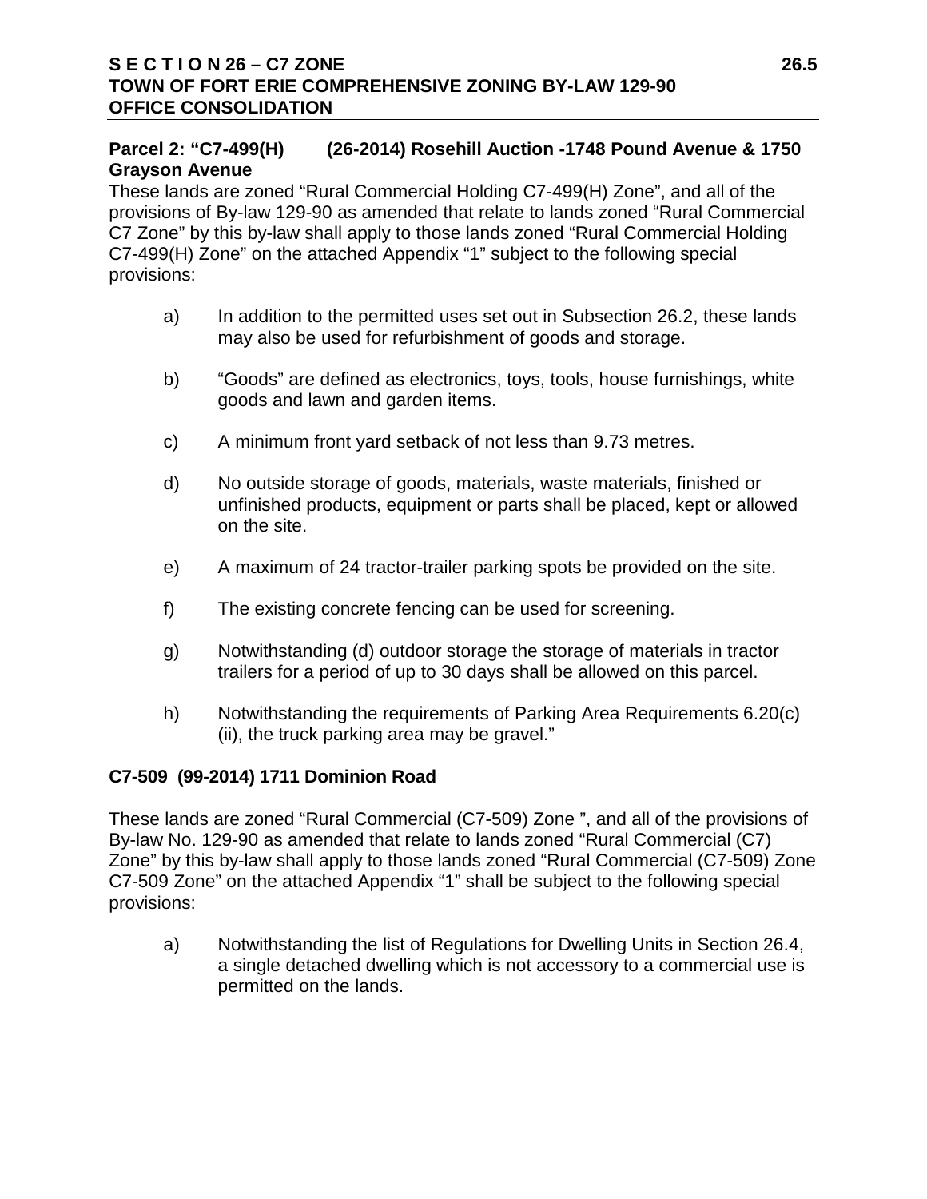**Parcel 2: "C7-499(H) (26-2014) Rosehill Auction -1748 Pound Avenue & 1750 Grayson Avenue**

These lands are zoned "Rural Commercial Holding C7-499(H) Zone", and all of the provisions of By-law 129-90 as amended that relate to lands zoned "Rural Commercial C7 Zone" by this by-law shall apply to those lands zoned "Rural Commercial Holding C7-499(H) Zone" on the attached Appendix "1" subject to the following special provisions:

a) In addition to the permitted uses set out in Subsection 26.2, these lands may also be used for refurbishment of goods and storage.

b) "Goods" are defined as electronics, toys, tools, house furnishings, white goods and lawn and garden items.

c) A minimum front yard setback of not less than 9.73 metres.

d) No outside storage of goods, materials, waste materials, finished or unfinished products, equipment or parts shall be placed, kept or allowed on the site.

e) A maximum of 24 tractor-trailer parking spots be provided on the site.

f) The existing concrete fencing can be used for screening.

g) Notwithstanding (d) outdoor storage the storage of materials in tractor trailers for a period of up to 30 days shall be allowed on this parcel.

h) Notwithstanding the requirements of Parking Area Requirements 6.20(c)(ii), the truck parking area may be gravel."

**C7-509 (99-2014) 1711 Dominion Road**

These lands are zoned "Rural Commercial (C7-509) Zone ", and all of the provisions of By-law No. 129-90 as amended that relate to lands zoned "Rural Commercial (C7) Zone" by this by-law shall apply to those lands zoned "Rural Commercial (C7-509) Zone C7-509 Zone" on the attached Appendix "1" shall be subject to the following special provisions:

a) Notwithstanding the list of Regulations for Dwelling Units in Section 26.4, a single detached dwelling which is not accessory to a commercial use is permitted on the lands.